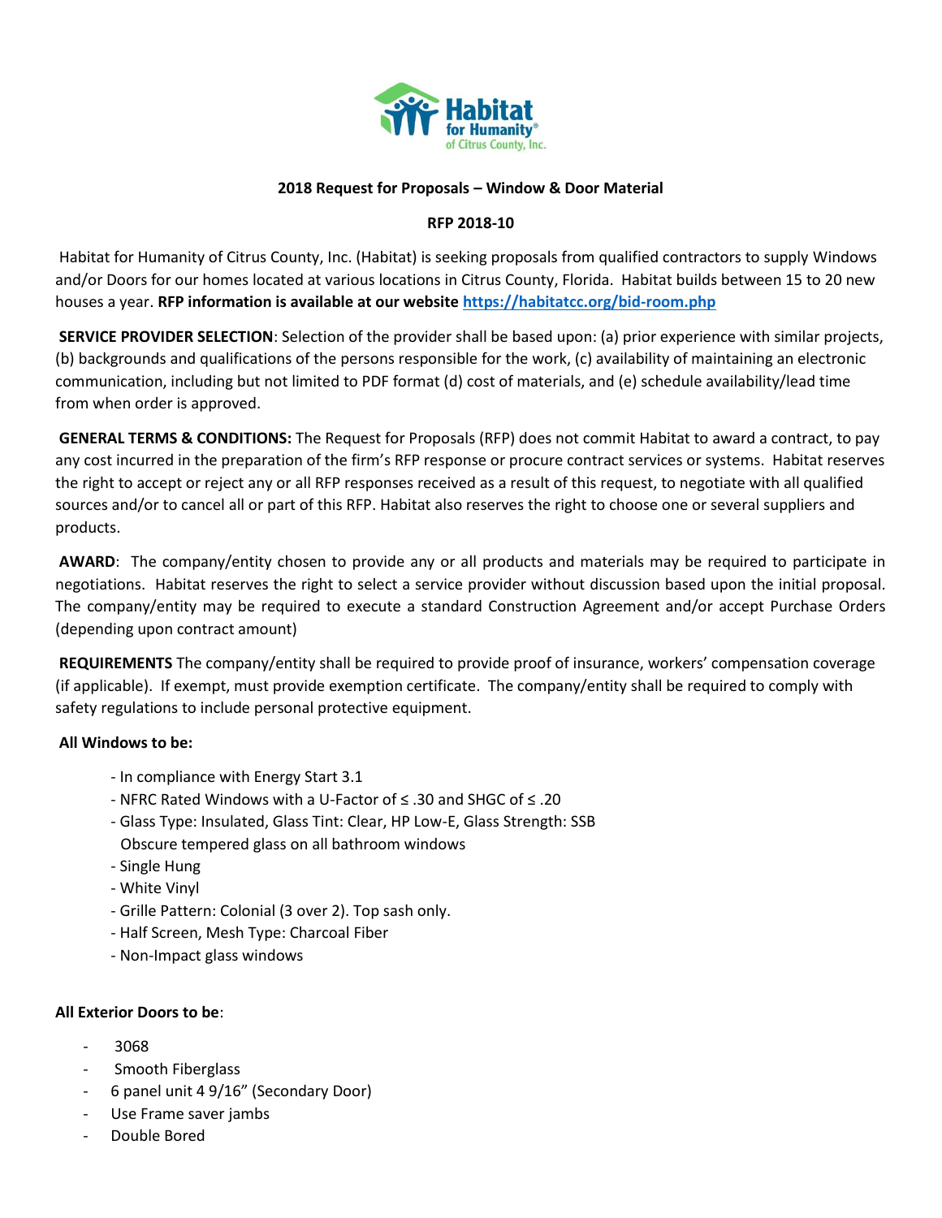Habitat for Humanity® of Citrus County, Inc.

**2018 Request for Proposals – Window & Door Material**

**RFP 2018-10**

Habitat for Humanity of Citrus County, Inc. (Habitat) is seeking proposals from qualified contractors to supply Windows and/or Doors for our homes located at various locations in Citrus County, Florida. Habitat builds between 15 to 20 new houses a year. **RFP information is available at our website [https://habitatcc.org/bid-room.php](https://habitatcc.org/bid-room.php)**

**SERVICE PROVIDER SELECTION**: Selection of the provider shall be based upon: (a) prior experience with similar projects, (b) backgrounds and qualifications of the persons responsible for the work, (c) availability of maintaining an electronic communication, including but not limited to PDF format (d) cost of materials, and (e) schedule availability/lead time from when order is approved.

**GENERAL TERMS & CONDITIONS:** The Request for Proposals (RFP) does not commit Habitat to award a contract, to pay any cost incurred in the preparation of the firm's RFP response or procure contract services or systems. Habitat reserves the right to accept or reject any or all RFP responses received as a result of this request, to negotiate with all qualified sources and/or to cancel all or part of this RFP. Habitat also reserves the right to choose one or several suppliers and products.

**AWARD**: The company/entity chosen to provide any or all products and materials may be required to participate in negotiations. Habitat reserves the right to select a service provider without discussion based upon the initial proposal. The company/entity may be required to execute a standard Construction Agreement and/or accept Purchase Orders (depending upon contract amount)

**REQUIREMENTS** The company/entity shall be required to provide proof of insurance, workers' compensation coverage (if applicable). If exempt, must provide exemption certificate. The company/entity shall be required to comply with safety regulations to include personal protective equipment.

**All Windows to be:**

- In compliance with Energy Start 3.1
- NFRC Rated Windows with a U-Factor of ≤ .30 and SHGC of ≤ .20
- Glass Type: Insulated, Glass Tint: Clear, HP Low-E, Glass Strength: SSB
  Obscure tempered glass on all bathroom windows
- Single Hung
- White Vinyl
- Grille Pattern: Colonial (3 over 2). Top sash only.
- Half Screen, Mesh Type: Charcoal Fiber
- Non-Impact glass windows

**All Exterior Doors to be**:

- 3068
- Smooth Fiberglass
- 6 panel unit 4 9/16" (Secondary Door)
- Use Frame saver jambs
- Double Bored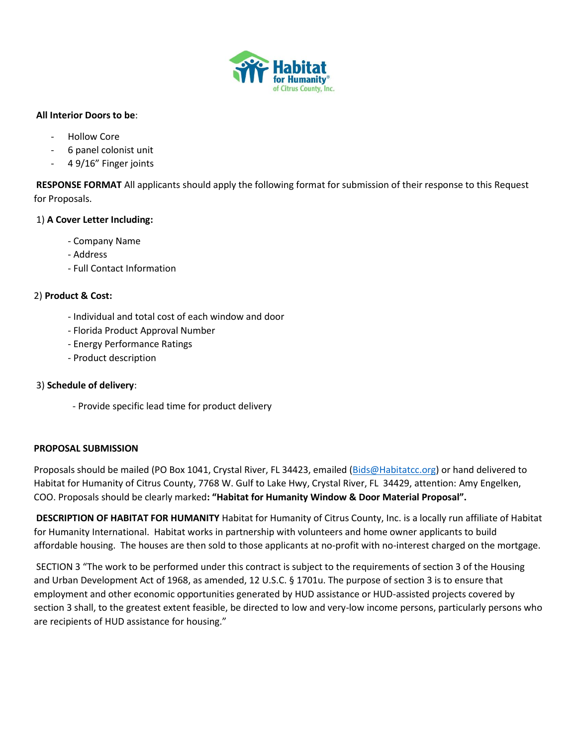**All Interior Doors to be**:

- Hollow Core
- 6 panel colonist unit
- 4 9/16" Finger joints

**RESPONSE FORMAT** All applicants should apply the following format for submission of their response to this Request for Proposals.

1) **A Cover Letter Including:**

- Company Name
- Address
- Full Contact Information

2) **Product & Cost:**

- Individual and total cost of each window and door
- Florida Product Approval Number
- Energy Performance Ratings
- Product description

3) **Schedule of delivery**:

- Provide specific lead time for product delivery

**PROPOSAL SUBMISSION**

Proposals should be mailed (PO Box 1041, Crystal River, FL 34423, emailed (Bids@Habitatcc.org) or hand delivered to Habitat for Humanity of Citrus County, 7768 W. Gulf to Lake Hwy, Crystal River, FL 34429, attention: Amy Engelken, COO. Proposals should be clearly marked**: "Habitat for Humanity Window & Door Material Proposal".**

**DESCRIPTION OF HABITAT FOR HUMANITY** Habitat for Humanity of Citrus County, Inc. is a locally run affiliate of Habitat for Humanity International. Habitat works in partnership with volunteers and home owner applicants to build affordable housing. The houses are then sold to those applicants at no-profit with no-interest charged on the mortgage.

SECTION 3 "The work to be performed under this contract is subject to the requirements of section 3 of the Housing and Urban Development Act of 1968, as amended, 12 U.S.C. § 1701u. The purpose of section 3 is to ensure that employment and other economic opportunities generated by HUD assistance or HUD-assisted projects covered by section 3 shall, to the greatest extent feasible, be directed to low and very-low income persons, particularly persons who are recipients of HUD assistance for housing."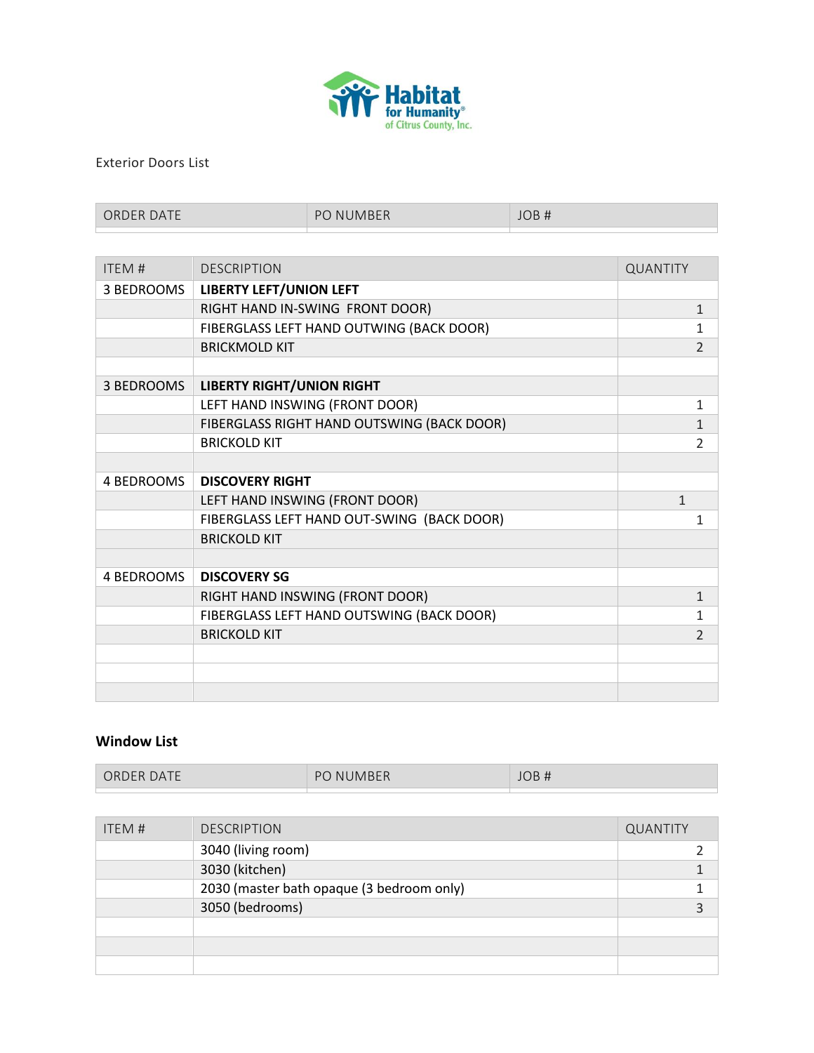Habitat for Humanity® of Citrus County, Inc.

Exterior Doors List

| ORDER DATE | PO NUMBER | JOB # |
| --- | --- | --- |
| | | |

| ITEM # | DESCRIPTION | QUANTITY |
| --- | --- | --- |
| 3 BEDROOMS | **LIBERTY LEFT/UNION LEFT** | |
| | RIGHT HAND IN-SWING FRONT DOOR) | 1 |
| | FIBERGLASS LEFT HAND OUTWING (BACK DOOR) | 1 |
| | BRICKMOLD KIT | 2 |
| | | |
| 3 BEDROOMS | **LIBERTY RIGHT/UNION RIGHT** | |
| | LEFT HAND INSWING (FRONT DOOR) | 1 |
| | FIBERGLASS RIGHT HAND OUTSWING (BACK DOOR) | 1 |
| | BRICKOLD KIT | 2 |
| | | |
| 4 BEDROOMS | **DISCOVERY RIGHT** | |
| | LEFT HAND INSWING (FRONT DOOR) | 1 |
| | FIBERGLASS LEFT HAND OUT-SWING (BACK DOOR) | 1 |
| | BRICKOLD KIT | |
| | | |
| 4 BEDROOMS | **DISCOVERY SG** | |
| | RIGHT HAND INSWING (FRONT DOOR) | 1 |
| | FIBERGLASS LEFT HAND OUTSWING (BACK DOOR) | 1 |
| | BRICKOLD KIT | 2 |
| | | |
| | | |
| | | |

## Window List

| ORDER DATE | PO NUMBER | JOB # |
| --- | --- | --- |
| | | |

| ITEM # | DESCRIPTION | QUANTITY |
| --- | --- | --- |
| | 3040 (living room) | 2 |
| | 3030 (kitchen) | 1 |
| | 2030 (master bath opaque (3 bedroom only) | 1 |
| | 3050 (bedrooms) | 3 |
| | | |
| | | |
| | | |